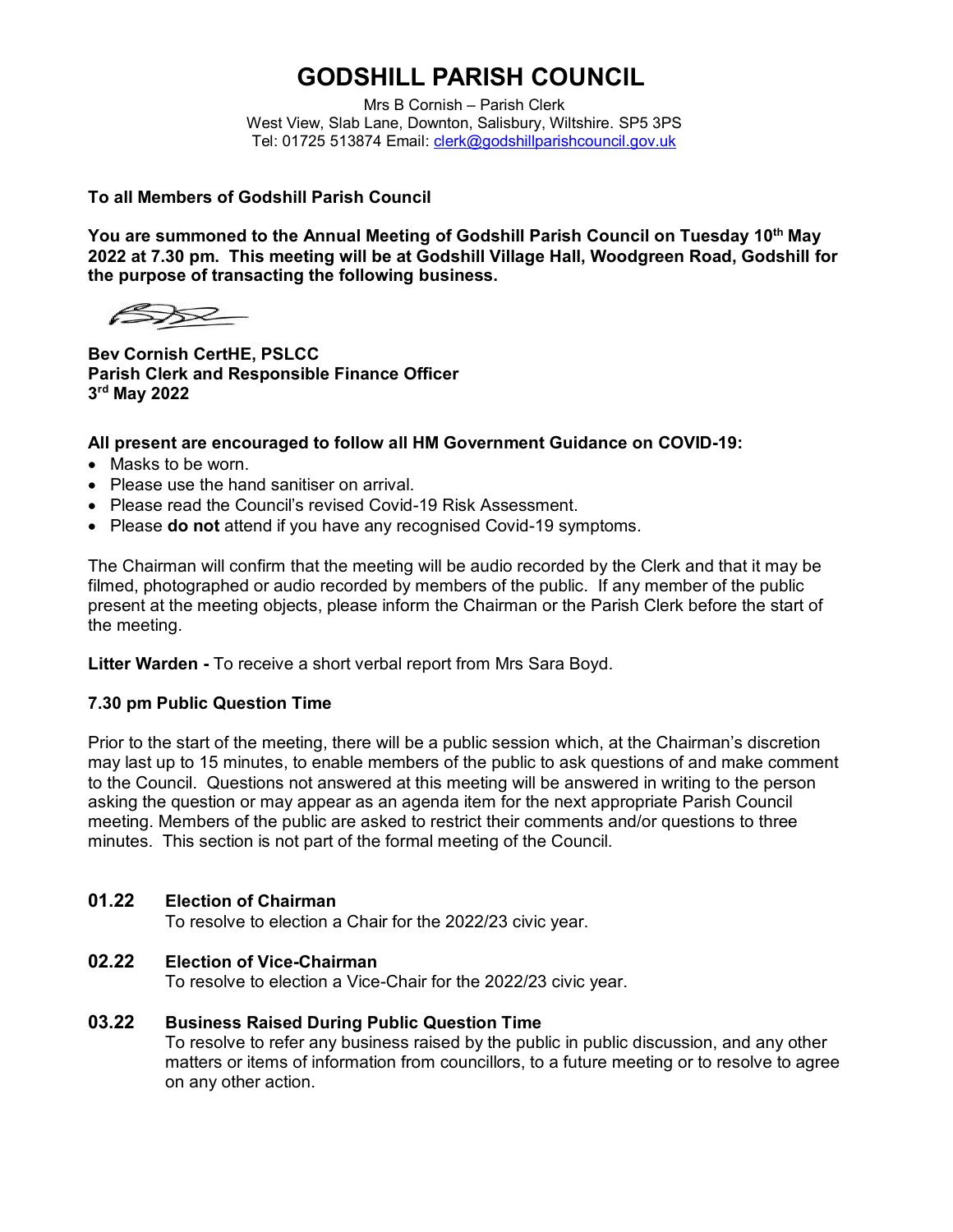# GODSHILL PARISH COUNCIL

Mrs B Cornish – Parish Clerk
West View, Slab Lane, Downton, Salisbury, Wiltshire. SP5 3PS
Tel: 01725 513874 Email: clerk@godshillparishcouncil.gov.uk

**To all Members of Godshill Parish Council**

**You are summoned to the Annual Meeting of Godshill Parish Council on Tuesday 10th May 2022 at 7.30 pm. This meeting will be at Godshill Village Hall, Woodgreen Road, Godshill for the purpose of transacting the following business.**

**Bev Cornish CertHE, PSLCC**
**Parish Clerk and Responsible Finance Officer**
**3rd May 2022**

**All present are encouraged to follow all HM Government Guidance on COVID-19:**

- Masks to be worn.
- Please use the hand sanitiser on arrival.
- Please read the Council's revised Covid-19 Risk Assessment.
- Please **do not** attend if you have any recognised Covid-19 symptoms.

The Chairman will confirm that the meeting will be audio recorded by the Clerk and that it may be filmed, photographed or audio recorded by members of the public. If any member of the public present at the meeting objects, please inform the Chairman or the Parish Clerk before the start of the meeting.

**Litter Warden -** To receive a short verbal report from Mrs Sara Boyd.

**7.30 pm Public Question Time**

Prior to the start of the meeting, there will be a public session which, at the Chairman's discretion may last up to 15 minutes, to enable members of the public to ask questions of and make comment to the Council. Questions not answered at this meeting will be answered in writing to the person asking the question or may appear as an agenda item for the next appropriate Parish Council meeting. Members of the public are asked to restrict their comments and/or questions to three minutes. This section is not part of the formal meeting of the Council.

### 01.22 Election of Chairman

To resolve to election a Chair for the 2022/23 civic year.

### 02.22 Election of Vice-Chairman

To resolve to election a Vice-Chair for the 2022/23 civic year.

### 03.22 Business Raised During Public Question Time

To resolve to refer any business raised by the public in public discussion, and any other matters or items of information from councillors, to a future meeting or to resolve to agree on any other action.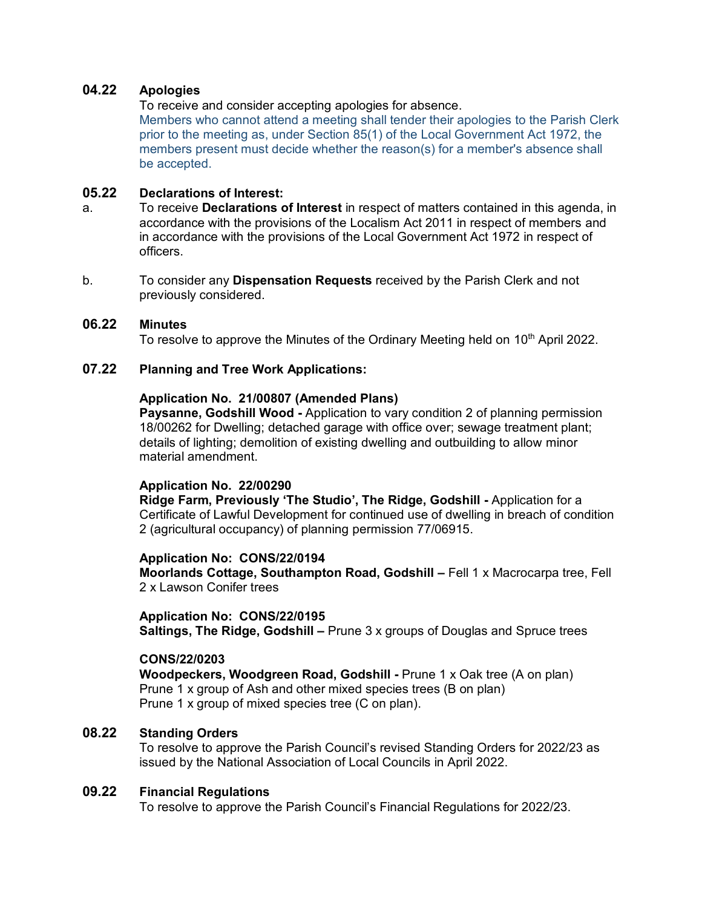## 04.22 Apologies

To receive and consider accepting apologies for absence.

Members who cannot attend a meeting shall tender their apologies to the Parish Clerk prior to the meeting as, under Section 85(1) of the Local Government Act 1972, the members present must decide whether the reason(s) for a member's absence shall be accepted.

## 05.22 Declarations of Interest:

a. To receive **Declarations of Interest** in respect of matters contained in this agenda, in accordance with the provisions of the Localism Act 2011 in respect of members and in accordance with the provisions of the Local Government Act 1972 in respect of officers.

b. To consider any **Dispensation Requests** received by the Parish Clerk and not previously considered.

## 06.22 Minutes

To resolve to approve the Minutes of the Ordinary Meeting held on 10th April 2022.

## 07.22 Planning and Tree Work Applications:

**Application No. 21/00807 (Amended Plans)**
**Paysanne, Godshill Wood -** Application to vary condition 2 of planning permission 18/00262 for Dwelling; detached garage with office over; sewage treatment plant; details of lighting; demolition of existing dwelling and outbuilding to allow minor material amendment.

**Application No. 22/00290**
**Ridge Farm, Previously 'The Studio', The Ridge, Godshill -** Application for a Certificate of Lawful Development for continued use of dwelling in breach of condition 2 (agricultural occupancy) of planning permission 77/06915.

**Application No: CONS/22/0194**
**Moorlands Cottage, Southampton Road, Godshill –** Fell 1 x Macrocarpa tree, Fell 2 x Lawson Conifer trees

**Application No: CONS/22/0195**
**Saltings, The Ridge, Godshill –** Prune 3 x groups of Douglas and Spruce trees

**CONS/22/0203**
**Woodpeckers, Woodgreen Road, Godshill -** Prune 1 x Oak tree (A on plan)
Prune 1 x group of Ash and other mixed species trees (B on plan)
Prune 1 x group of mixed species tree (C on plan).

## 08.22 Standing Orders

To resolve to approve the Parish Council's revised Standing Orders for 2022/23 as issued by the National Association of Local Councils in April 2022.

## 09.22 Financial Regulations

To resolve to approve the Parish Council's Financial Regulations for 2022/23.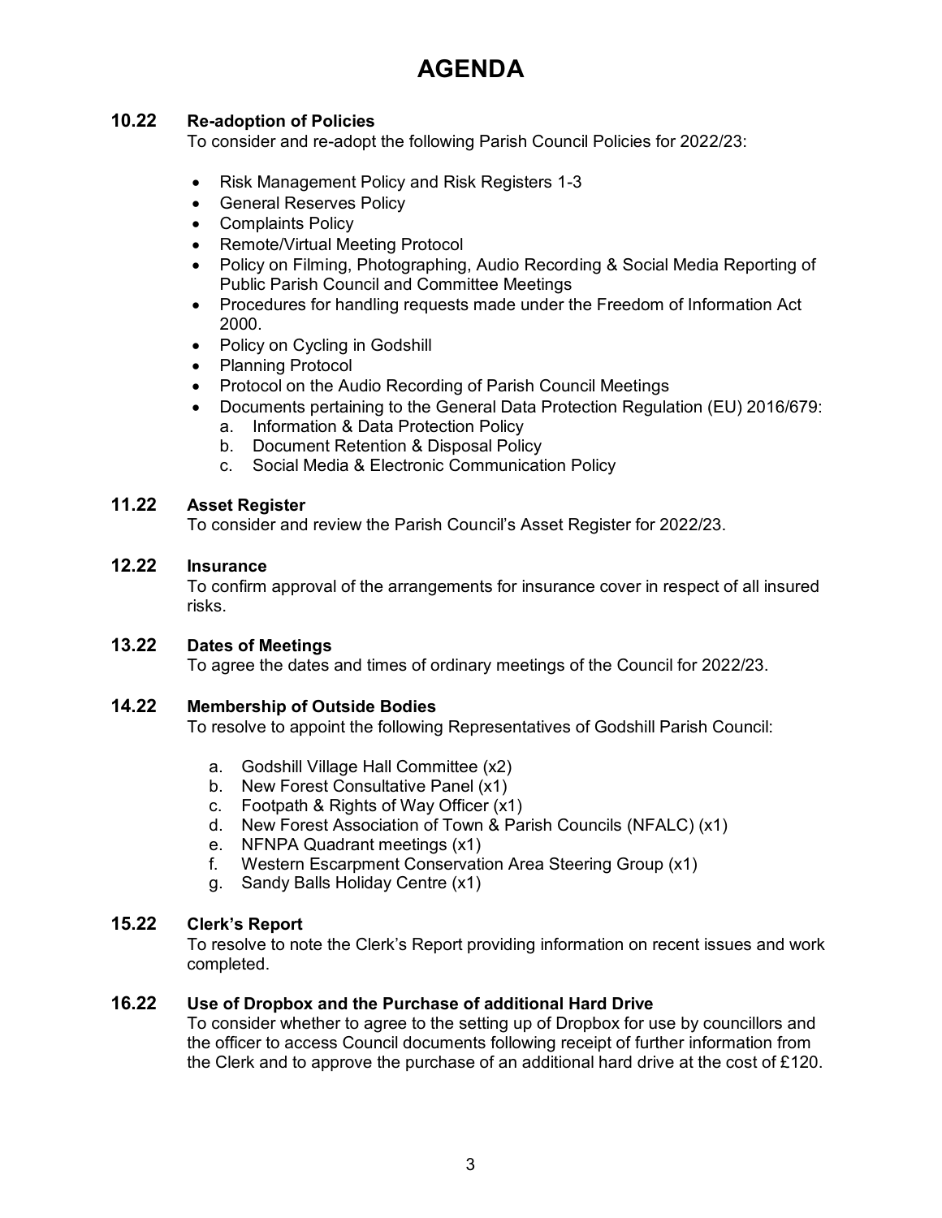# AGENDA

### 10.22 Re-adoption of Policies

To consider and re-adopt the following Parish Council Policies for 2022/23:

- Risk Management Policy and Risk Registers 1-3
- General Reserves Policy
- Complaints Policy
- Remote/Virtual Meeting Protocol
- Policy on Filming, Photographing, Audio Recording & Social Media Reporting of Public Parish Council and Committee Meetings
- Procedures for handling requests made under the Freedom of Information Act 2000.
- Policy on Cycling in Godshill
- Planning Protocol
- Protocol on the Audio Recording of Parish Council Meetings
- Documents pertaining to the General Data Protection Regulation (EU) 2016/679:
  a. Information & Data Protection Policy
  b. Document Retention & Disposal Policy
  c. Social Media & Electronic Communication Policy

### 11.22 Asset Register

To consider and review the Parish Council's Asset Register for 2022/23.

### 12.22 Insurance

To confirm approval of the arrangements for insurance cover in respect of all insured risks.

### 13.22 Dates of Meetings

To agree the dates and times of ordinary meetings of the Council for 2022/23.

### 14.22 Membership of Outside Bodies

To resolve to appoint the following Representatives of Godshill Parish Council:

a. Godshill Village Hall Committee (x2)
b. New Forest Consultative Panel (x1)
c. Footpath & Rights of Way Officer (x1)
d. New Forest Association of Town & Parish Councils (NFALC) (x1)
e. NFNPA Quadrant meetings (x1)
f. Western Escarpment Conservation Area Steering Group (x1)
g. Sandy Balls Holiday Centre (x1)

### 15.22 Clerk's Report

To resolve to note the Clerk's Report providing information on recent issues and work completed.

### 16.22 Use of Dropbox and the Purchase of additional Hard Drive

To consider whether to agree to the setting up of Dropbox for use by councillors and the officer to access Council documents following receipt of further information from the Clerk and to approve the purchase of an additional hard drive at the cost of £120.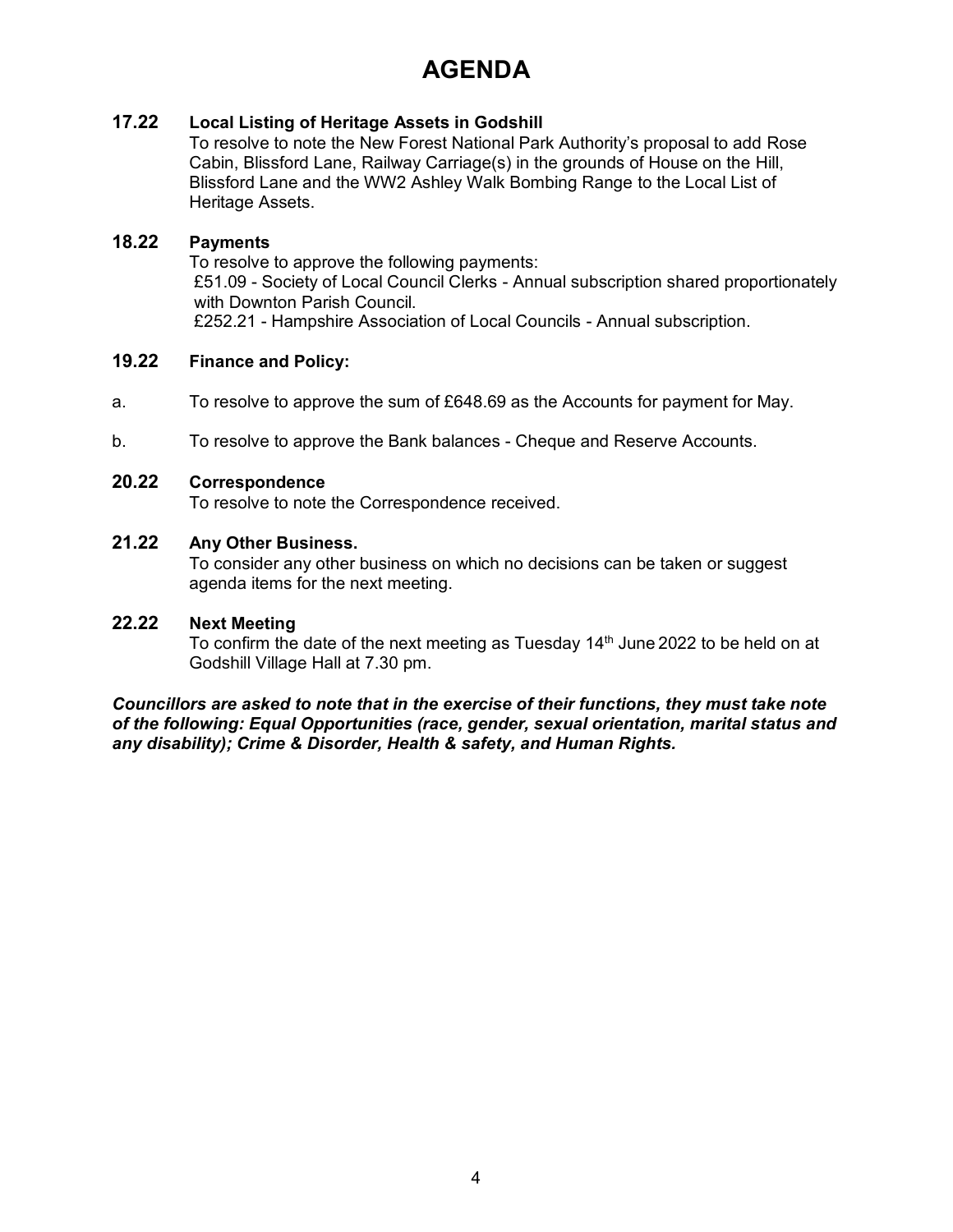# AGENDA

### 17.22 Local Listing of Heritage Assets in Godshill

To resolve to note the New Forest National Park Authority's proposal to add Rose Cabin, Blissford Lane, Railway Carriage(s) in the grounds of House on the Hill, Blissford Lane and the WW2 Ashley Walk Bombing Range to the Local List of Heritage Assets.

### 18.22 Payments

To resolve to approve the following payments:
£51.09 - Society of Local Council Clerks - Annual subscription shared proportionately with Downton Parish Council.
£252.21 - Hampshire Association of Local Councils - Annual subscription.

### 19.22 Finance and Policy:

a. To resolve to approve the sum of £648.69 as the Accounts for payment for May.

b. To resolve to approve the Bank balances - Cheque and Reserve Accounts.

### 20.22 Correspondence

To resolve to note the Correspondence received.

### 21.22 Any Other Business.

To consider any other business on which no decisions can be taken or suggest agenda items for the next meeting.

### 22.22 Next Meeting

To confirm the date of the next meeting as Tuesday 14th June 2022 to be held on at Godshill Village Hall at 7.30 pm.

***Councillors are asked to note that in the exercise of their functions, they must take note of the following: Equal Opportunities (race, gender, sexual orientation, marital status and any disability); Crime & Disorder, Health & safety, and Human Rights.***